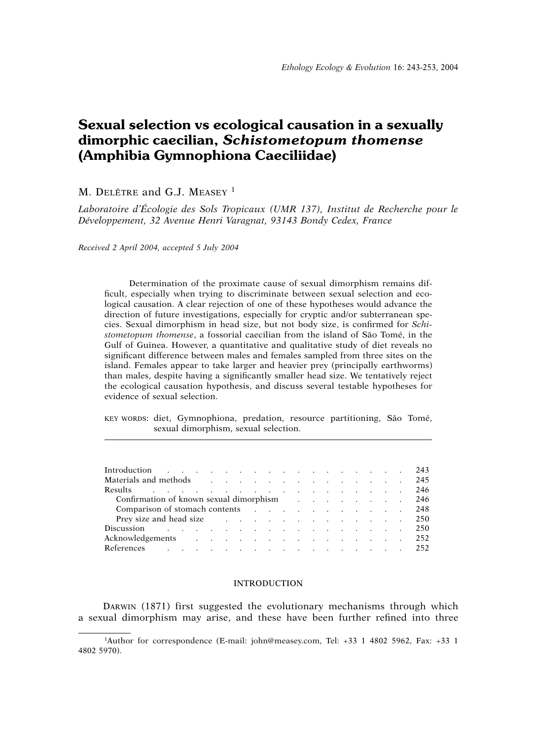# Sexual selection vs ecological causation in a sexually dimorphic caecilian, *Schistometopum thomense* (Amphibia Gymnophiona Caeciliidae)

M. Delêtre and G.J. Measey [1]

*Laboratoire d'Écologie des Sols Tropicaux (UMR 137), Institut de Recherche pour le Développement, 32 Avenue Henri Varagnat, 93143 Bondy Cedex, France*

*Received 2 April 2004, accepted 5 July 2004*

Determination of the proximate cause of sexual dimorphism remains difficult, especially when trying to discriminate between sexual selection and ecological causation. A clear rejection of one of these hypotheses would advance the direction of future investigations, especially for cryptic and/or subterranean species. Sexual dimorphism in head size, but not body size, is confirmed for *Schistometopum thomense*, a fossorial caecilian from the island of São Tomé, in the Gulf of Guinea. However, a quantitative and qualitative study of diet reveals no significant difference between males and females sampled from three sites on the island. Females appear to take larger and heavier prey (principally earthworms) than males, despite having a significantly smaller head size. We tentatively reject the ecological causation hypothesis, and discuss several testable hypotheses for evidence of sexual selection.

KEY WORDS: diet, Gymnophiona, predation, resource partitioning, São Tomé, sexual dimorphism, sexual selection.

| | |
|---|---|
| Introduction | 243 |
| Materials and methods | 245 |
| Results | 246 |
| Confirmation of known sexual dimorphism | 246 |
| Comparison of stomach contents | 248 |
| Prey size and head size | 250 |
| Discussion | 250 |
| Acknowledgements | 252 |
| References | 252 |

## INTRODUCTION

Darwin (1871) first suggested the evolutionary mechanisms through which a sexual dimorphism may arise, and these have been further refined into three

[1] Author for correspondence (E-mail: john@measey.com, Tel: +33 1 4802 5962, Fax: +33 1 4802 5970).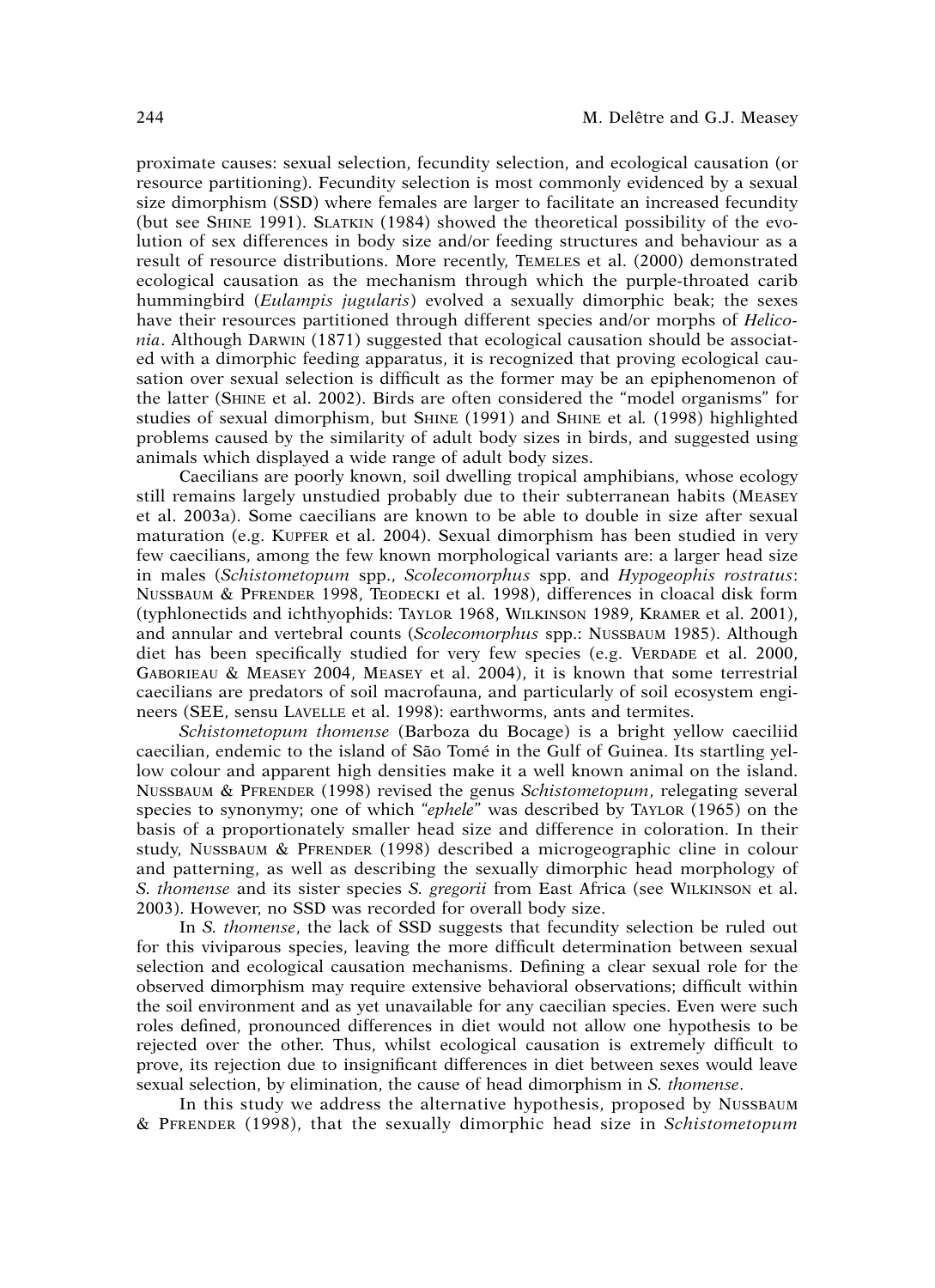proximate causes: sexual selection, fecundity selection, and ecological causation (or resource partitioning). Fecundity selection is most commonly evidenced by a sexual size dimorphism (SSD) where females are larger to facilitate an increased fecundity (but see SHINE 1991). SLATKIN (1984) showed the theoretical possibility of the evolution of sex differences in body size and/or feeding structures and behaviour as a result of resource distributions. More recently, TEMELES et al. (2000) demonstrated ecological causation as the mechanism through which the purple-throated carib hummingbird (*Eulampis jugularis*) evolved a sexually dimorphic beak; the sexes have their resources partitioned through different species and/or morphs of *Heliconia*. Although DARWIN (1871) suggested that ecological causation should be associated with a dimorphic feeding apparatus, it is recognized that proving ecological causation over sexual selection is difficult as the former may be an epiphenomenon of the latter (SHINE et al. 2002). Birds are often considered the "model organisms" for studies of sexual dimorphism, but SHINE (1991) and SHINE et al. (1998) highlighted problems caused by the similarity of adult body sizes in birds, and suggested using animals which displayed a wide range of adult body sizes.

Caecilians are poorly known, soil dwelling tropical amphibians, whose ecology still remains largely unstudied probably due to their subterranean habits (MEASEY et al. 2003a). Some caecilians are known to be able to double in size after sexual maturation (e.g. KUPFER et al. 2004). Sexual dimorphism has been studied in very few caecilians, among the few known morphological variants are: a larger head size in males (*Schistometopum* spp., *Scolecomorphus* spp. and *Hypogeophis rostratus*: NUSSBAUM & PFRENDER 1998, TEODECKI et al. 1998), differences in cloacal disk form (typhlonectids and ichthyophids: TAYLOR 1968, WILKINSON 1989, KRAMER et al. 2001), and annular and vertebral counts (*Scolecomorphus* spp.: NUSSBAUM 1985). Although diet has been specifically studied for very few species (e.g. VERDADE et al. 2000, GABORIEAU & MEASEY 2004, MEASEY et al. 2004), it is known that some terrestrial caecilians are predators of soil macrofauna, and particularly of soil ecosystem engineers (SEE, sensu LAVELLE et al. 1998): earthworms, ants and termites.

*Schistometopum thomense* (Barboza du Bocage) is a bright yellow caeciliid caecilian, endemic to the island of São Tomé in the Gulf of Guinea. Its startling yellow colour and apparent high densities make it a well known animal on the island. NUSSBAUM & PFRENDER (1998) revised the genus *Schistometopum*, relegating several species to synonymy; one of which "*ephele*" was described by TAYLOR (1965) on the basis of a proportionately smaller head size and difference in coloration. In their study, NUSSBAUM & PFRENDER (1998) described a microgeographic cline in colour and patterning, as well as describing the sexually dimorphic head morphology of *S. thomense* and its sister species *S. gregorii* from East Africa (see WILKINSON et al. 2003). However, no SSD was recorded for overall body size.

In *S. thomense*, the lack of SSD suggests that fecundity selection be ruled out for this viviparous species, leaving the more difficult determination between sexual selection and ecological causation mechanisms. Defining a clear sexual role for the observed dimorphism may require extensive behavioral observations; difficult within the soil environment and as yet unavailable for any caecilian species. Even were such roles defined, pronounced differences in diet would not allow one hypothesis to be rejected over the other. Thus, whilst ecological causation is extremely difficult to prove, its rejection due to insignificant differences in diet between sexes would leave sexual selection, by elimination, the cause of head dimorphism in *S. thomense*.

In this study we address the alternative hypothesis, proposed by NUSSBAUM & PFRENDER (1998), that the sexually dimorphic head size in *Schistometopum*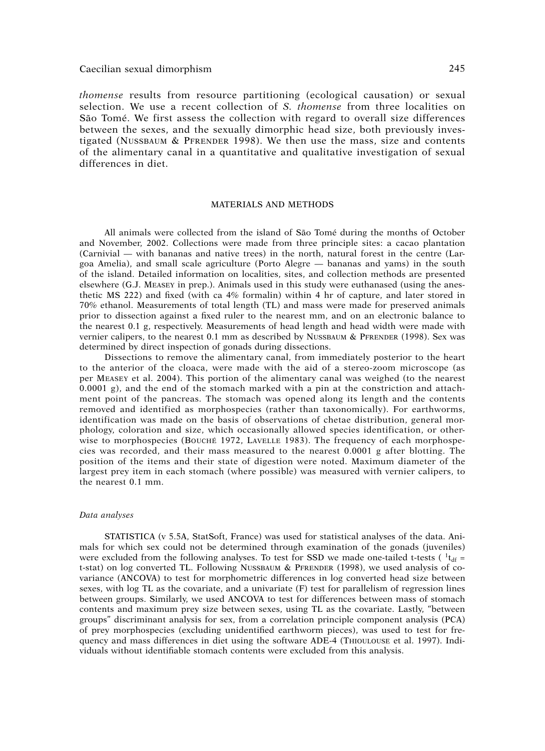*thomense* results from resource partitioning (ecological causation) or sexual selection. We use a recent collection of *S. thomense* from three localities on São Tomé. We first assess the collection with regard to overall size differences between the sexes, and the sexually dimorphic head size, both previously investigated (NUSSBAUM & PFRENDER 1998). We then use the mass, size and contents of the alimentary canal in a quantitative and qualitative investigation of sexual differences in diet.

## MATERIALS AND METHODS

All animals were collected from the island of São Tomé during the months of October and November, 2002. Collections were made from three principle sites: a cacao plantation (Carnivial — with bananas and native trees) in the north, natural forest in the centre (Largoa Amelia), and small scale agriculture (Porto Alegre — bananas and yams) in the south of the island. Detailed information on localities, sites, and collection methods are presented elsewhere (G.J. MEASEY in prep.). Animals used in this study were euthanased (using the anesthetic MS 222) and fixed (with ca 4% formalin) within 4 hr of capture, and later stored in 70% ethanol. Measurements of total length (TL) and mass were made for preserved animals prior to dissection against a fixed ruler to the nearest mm, and on an electronic balance to the nearest 0.1 g, respectively. Measurements of head length and head width were made with vernier calipers, to the nearest 0.1 mm as described by NUSSBAUM & PFRENDER (1998). Sex was determined by direct inspection of gonads during dissections.

Dissections to remove the alimentary canal, from immediately posterior to the heart to the anterior of the cloaca, were made with the aid of a stereo-zoom microscope (as per MEASEY et al. 2004). This portion of the alimentary canal was weighed (to the nearest 0.0001 g), and the end of the stomach marked with a pin at the constriction and attachment point of the pancreas. The stomach was opened along its length and the contents removed and identified as morphospecies (rather than taxonomically). For earthworms, identification was made on the basis of observations of chetae distribution, general morphology, coloration and size, which occasionally allowed species identification, or otherwise to morphospecies (BOUCHÉ 1972, LAVELLE 1983). The frequency of each morphospecies was recorded, and their mass measured to the nearest 0.0001 g after blotting. The position of the items and their state of digestion were noted. Maximum diameter of the largest prey item in each stomach (where possible) was measured with vernier calipers, to the nearest 0.1 mm.

### *Data analyses*

STATISTICA (v 5.5A, StatSoft, France) was used for statistical analyses of the data. Animals for which sex could not be determined through examination of the gonads (juveniles) were excluded from the following analyses. To test for SSD we made one-tailed t-tests ( ${}^{1}t_{df}$ = t-stat) on log converted TL. Following NUSSBAUM & PFRENDER (1998), we used analysis of covariance (ANCOVA) to test for morphometric differences in log converted head size between sexes, with log TL as the covariate, and a univariate (F) test for parallelism of regression lines between groups. Similarly, we used ANCOVA to test for differences between mass of stomach contents and maximum prey size between sexes, using TL as the covariate. Lastly, "between groups" discriminant analysis for sex, from a correlation principle component analysis (PCA) of prey morphospecies (excluding unidentified earthworm pieces), was used to test for frequency and mass differences in diet using the software ADE-4 (THIOULOUSE et al. 1997). Individuals without identifiable stomach contents were excluded from this analysis.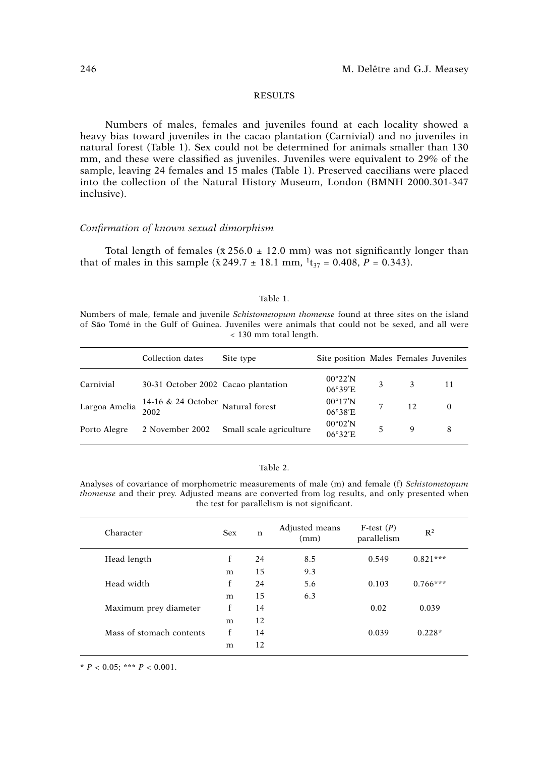## RESULTS

Numbers of males, females and juveniles found at each locality showed a heavy bias toward juveniles in the cacao plantation (Carnivial) and no juveniles in natural forest (Table 1). Sex could not be determined for animals smaller than 130 mm, and these were classified as juveniles. Juveniles were equivalent to 29% of the sample, leaving 24 females and 15 males (Table 1). Preserved caecilians were placed into the collection of the Natural History Museum, London (BMNH 2000.301-347 inclusive).

### *Confirmation of known sexual dimorphism*

Total length of females ($\bar{x}$ 256.0 ± 12.0 mm) was not significantly longer than that of males in this sample ($\bar{x}$ 249.7 ± 18.1 mm, [1]$t_{37}$ = 0.408, *P* = 0.343).

Table 1.

Numbers of male, female and juvenile *Schistometopum thomense* found at three sites on the island of São Tomé in the Gulf of Guinea. Juveniles were animals that could not be sexed, and all were < 130 mm total length.

| | Collection dates | Site type | Site position | Males | Females | Juveniles |
|---|---|---|---|---|---|---|
| Carnivial | 30-31 October 2002 | Cacao plantation | 00°22'N 06°39'E | 3 | 3 | 11 |
| Largoa Amelia | 14-16 & 24 October 2002 | Natural forest | 00°17'N 06°38'E | 7 | 12 | 0 |
| Porto Alegre | 2 November 2002 | Small scale agriculture | 00°02'N 06°32'E | 5 | 9 | 8 |

Table 2.

Analyses of covariance of morphometric measurements of male (m) and female (f) *Schistometopum thomense* and their prey. Adjusted means are converted from log results, and only presented when the test for parallelism is not significant.

| Character | Sex | n | Adjusted means (mm) | F-test (*P*) parallelism | $R^2$ |
|---|---|---|---|---|---|
| Head length | f | 24 | 8.5 | 0.549 | 0.821*** |
| | m | 15 | 9.3 | | |
| Head width | f | 24 | 5.6 | 0.103 | 0.766*** |
| | m | 15 | 6.3 | | |
| Maximum prey diameter | f | 14 | | 0.02 | 0.039 |
| | m | 12 | | | |
| Mass of stomach contents | f | 14 | | 0.039 | 0.228* |
| | m | 12 | | | |

* *P* < 0.05; *** *P* < 0.001.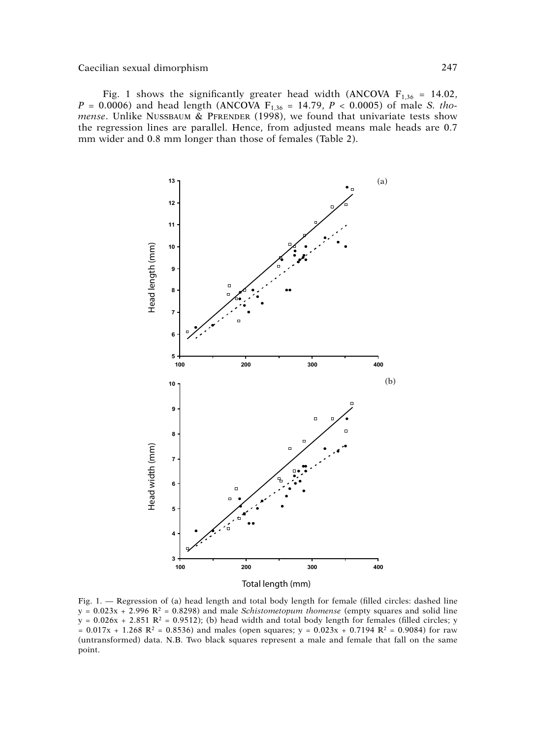Fig. 1 shows the significantly greater head width (ANCOVA $F_{1,36} = 14.02$, $P = 0.0006$) and head length (ANCOVA $F_{1,36} = 14.79$, $P < 0.0005$) of male *S. thomense*. Unlike NUSSBAUM & PFRENDER (1998), we found that univariate tests show the regression lines are parallel. Hence, from adjusted means male heads are 0.7 mm wider and 0.8 mm longer than those of females (Table 2).

(a)

Head length (mm)

13
12
11
10
9
8
7
6
5

100
200
300
400

(b)

Head width (mm)

10
9
8
7
6
5
4
3

100
200
300
400

Total length (mm)

Fig. 1. — Regression of (a) head length and total body length for female (filled circles: dashed line $y = 0.023x + 2.996$ $R^2 = 0.8298$) and male *Schistometopum thomense* (empty squares and solid line $y = 0.026x + 2.851$ $R^2 = 0.9512$); (b) head width and total body length for females (filled circles; $y = 0.017x + 1.268$ $R^2 = 0.8536$) and males (open squares; $y = 0.023x + 0.7194$ $R^2 = 0.9084$) for raw (untransformed) data. N.B. Two black squares represent a male and female that fall on the same point.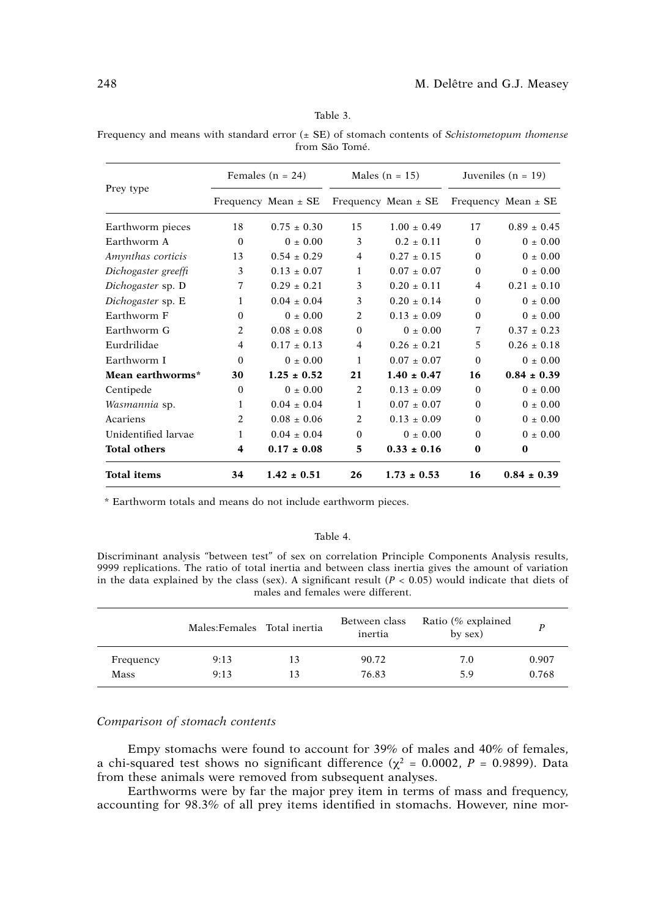Table 3.

Frequency and means with standard error (± SE) of stomach contents of *Schistometopum thomense* from São Tomé.

| Prey type | Females (n = 24) | | Males (n = 15) | | Juveniles (n = 19) | |
|---|---|---|---|---|---|---|
| | Frequency | Mean ± SE | Frequency | Mean ± SE | Frequency | Mean ± SE |
| Earthworm pieces | 18 | 0.75 ± 0.30 | 15 | 1.00 ± 0.49 | 17 | 0.89 ± 0.45 |
| Earthworm A | 0 | 0 ± 0.00 | 3 | 0.2 ± 0.11 | 0 | 0 ± 0.00 |
| *Amynthas corticis* | 13 | 0.54 ± 0.29 | 4 | 0.27 ± 0.15 | 0 | 0 ± 0.00 |
| *Dichogaster greeffi* | 3 | 0.13 ± 0.07 | 1 | 0.07 ± 0.07 | 0 | 0 ± 0.00 |
| *Dichogaster* sp. D | 7 | 0.29 ± 0.21 | 3 | 0.20 ± 0.11 | 4 | 0.21 ± 0.10 |
| *Dichogaster* sp. E | 1 | 0.04 ± 0.04 | 3 | 0.20 ± 0.14 | 0 | 0 ± 0.00 |
| Earthworm F | 0 | 0 ± 0.00 | 2 | 0.13 ± 0.09 | 0 | 0 ± 0.00 |
| Earthworm G | 2 | 0.08 ± 0.08 | 0 | 0 ± 0.00 | 7 | 0.37 ± 0.23 |
| Eurdrilidae | 4 | 0.17 ± 0.13 | 4 | 0.26 ± 0.21 | 5 | 0.26 ± 0.18 |
| Earthworm I | 0 | 0 ± 0.00 | 1 | 0.07 ± 0.07 | 0 | 0 ± 0.00 |
| **Mean earthworms*** | **30** | **1.25 ± 0.52** | **21** | **1.40 ± 0.47** | **16** | **0.84 ± 0.39** |
| Centipede | 0 | 0 ± 0.00 | 2 | 0.13 ± 0.09 | 0 | 0 ± 0.00 |
| *Wasmannia* sp. | 1 | 0.04 ± 0.04 | 1 | 0.07 ± 0.07 | 0 | 0 ± 0.00 |
| Acariens | 2 | 0.08 ± 0.06 | 2 | 0.13 ± 0.09 | 0 | 0 ± 0.00 |
| Unidentified larvae | 1 | 0.04 ± 0.04 | 0 | 0 ± 0.00 | 0 | 0 ± 0.00 |
| **Total others** | **4** | **0.17 ± 0.08** | **5** | **0.33 ± 0.16** | **0** | **0** |
| **Total items** | **34** | **1.42 ± 0.51** | **26** | **1.73 ± 0.53** | **16** | **0.84 ± 0.39** |

\* Earthworm totals and means do not include earthworm pieces.

Table 4.

Discriminant analysis "between test" of sex on correlation Principle Components Analysis results, 9999 replications. The ratio of total inertia and between class inertia gives the amount of variation in the data explained by the class (sex). A significant result ($P < 0.05$) would indicate that diets of males and females were different.

| | Males:Females | Total inertia | Between class inertia | Ratio (% explained by sex) | $P$ |
|---|---|---|---|---|---|
| Frequency | 9:13 | 13 | 90.72 | 7.0 | 0.907 |
| Mass | 9:13 | 13 | 76.83 | 5.9 | 0.768 |

### *Comparison of stomach contents*

Empy stomachs were found to account for 39% of males and 40% of females, a chi-squared test shows no significant difference ($\chi^2 = 0.0002$, $P = 0.9899$). Data from these animals were removed from subsequent analyses.

Earthworms were by far the major prey item in terms of mass and frequency, accounting for 98.3% of all prey items identified in stomachs. However, nine mor-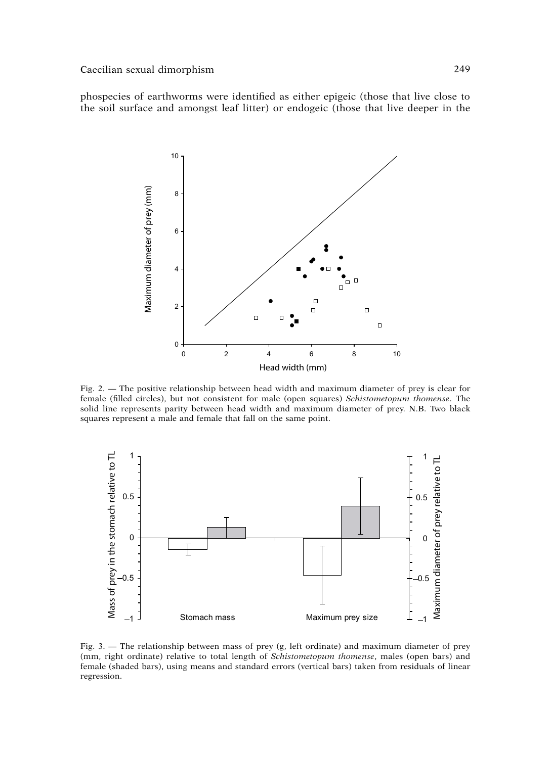phospecies of earthworms were identified as either epigeic (those that live close to the soil surface and amongst leaf litter) or endogeic (those that live deeper in the

Maximum diameter of prey (mm)

10
8
6
4
2
0

0 2 4 6 8 10

Head width (mm)

Fig. 2. — The positive relationship between head width and maximum diameter of prey is clear for female (filled circles), but not consistent for male (open squares) *Schistometopum thomense*. The solid line represents parity between head width and maximum diameter of prey. N.B. Two black squares represent a male and female that fall on the same point.

Mass of prey in the stomach relative to TL

Maximum diameter of prey relative to TL

1
0.5
0
–0.5
–1

Stomach mass

Maximum prey size

Fig. 3. — The relationship between mass of prey (g, left ordinate) and maximum diameter of prey (mm, right ordinate) relative to total length of *Schistometopum thomense*, males (open bars) and female (shaded bars), using means and standard errors (vertical bars) taken from residuals of linear regression.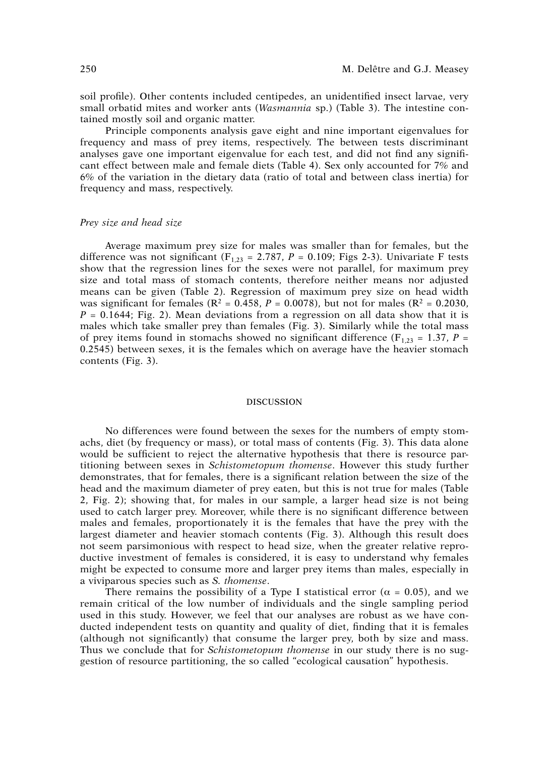soil profile). Other contents included centipedes, an unidentified insect larvae, very small orbatid mites and worker ants (*Wasmannia* sp.) (Table 3). The intestine contained mostly soil and organic matter.

Principle components analysis gave eight and nine important eigenvalues for frequency and mass of prey items, respectively. The between tests discriminant analyses gave one important eigenvalue for each test, and did not find any significant effect between male and female diets (Table 4). Sex only accounted for 7% and 6% of the variation in the dietary data (ratio of total and between class inertia) for frequency and mass, respectively.

### *Prey size and head size*

Average maximum prey size for males was smaller than for females, but the difference was not significant ($F_{1,23}$ = 2.787, $P$ = 0.109; Figs 2-3). Univariate F tests show that the regression lines for the sexes were not parallel, for maximum prey size and total mass of stomach contents, therefore neither means nor adjusted means can be given (Table 2). Regression of maximum prey size on head width was significant for females ($R^2$ = 0.458, $P$ = 0.0078), but not for males ($R^2$ = 0.2030, $P$ = 0.1644; Fig. 2). Mean deviations from a regression on all data show that it is males which take smaller prey than females (Fig. 3). Similarly while the total mass of prey items found in stomachs showed no significant difference ($F_{1,23}$ = 1.37, $P$ = 0.2545) between sexes, it is the females which on average have the heavier stomach contents (Fig. 3).

## DISCUSSION

No differences were found between the sexes for the numbers of empty stomachs, diet (by frequency or mass), or total mass of contents (Fig. 3). This data alone would be sufficient to reject the alternative hypothesis that there is resource partitioning between sexes in *Schistometopum thomense*. However this study further demonstrates, that for females, there is a significant relation between the size of the head and the maximum diameter of prey eaten, but this is not true for males (Table 2, Fig. 2); showing that, for males in our sample, a larger head size is not being used to catch larger prey. Moreover, while there is no significant difference between males and females, proportionately it is the females that have the prey with the largest diameter and heavier stomach contents (Fig. 3). Although this result does not seem parsimonious with respect to head size, when the greater relative reproductive investment of females is considered, it is easy to understand why females might be expected to consume more and larger prey items than males, especially in a viviparous species such as *S. thomense*.

There remains the possibility of a Type I statistical error ($\alpha$ = 0.05), and we remain critical of the low number of individuals and the single sampling period used in this study. However, we feel that our analyses are robust as we have conducted independent tests on quantity and quality of diet, finding that it is females (although not significantly) that consume the larger prey, both by size and mass. Thus we conclude that for *Schistometopum thomense* in our study there is no suggestion of resource partitioning, the so called "ecological causation" hypothesis.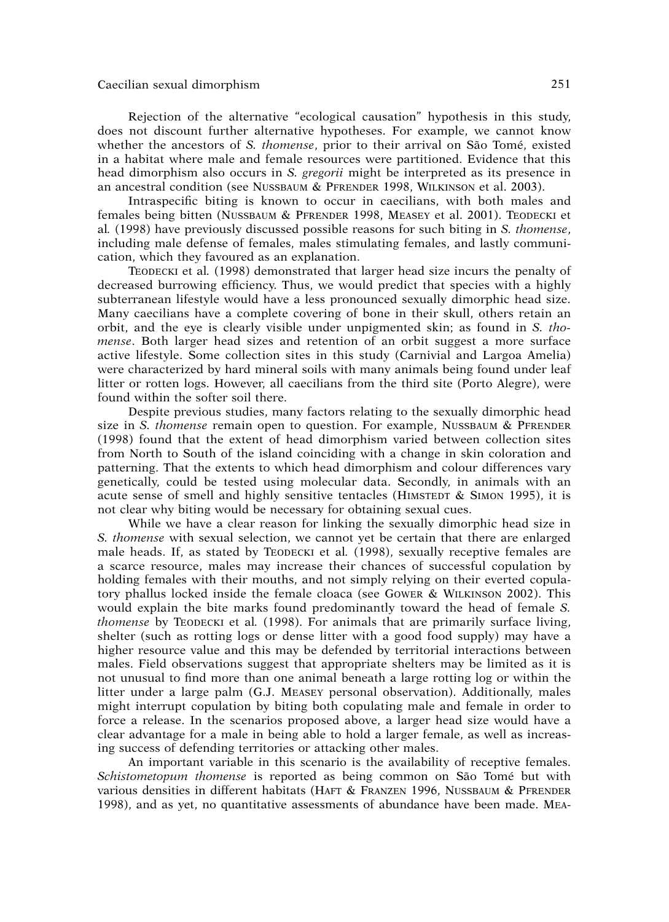Rejection of the alternative "ecological causation" hypothesis in this study, does not discount further alternative hypotheses. For example, we cannot know whether the ancestors of *S. thomense*, prior to their arrival on São Tomé, existed in a habitat where male and female resources were partitioned. Evidence that this head dimorphism also occurs in *S. gregorii* might be interpreted as its presence in an ancestral condition (see NUSSBAUM & PFRENDER 1998, WILKINSON et al. 2003).

Intraspecific biting is known to occur in caecilians, with both males and females being bitten (NUSSBAUM & PFRENDER 1998, MEASEY et al. 2001). TEODECKI et al. (1998) have previously discussed possible reasons for such biting in *S. thomense*, including male defense of females, males stimulating females, and lastly communication, which they favoured as an explanation.

TEODECKI et al. (1998) demonstrated that larger head size incurs the penalty of decreased burrowing efficiency. Thus, we would predict that species with a highly subterranean lifestyle would have a less pronounced sexually dimorphic head size. Many caecilians have a complete covering of bone in their skull, others retain an orbit, and the eye is clearly visible under unpigmented skin; as found in *S. thomense*. Both larger head sizes and retention of an orbit suggest a more surface active lifestyle. Some collection sites in this study (Carnivial and Largoa Amelia) were characterized by hard mineral soils with many animals being found under leaf litter or rotten logs. However, all caecilians from the third site (Porto Alegre), were found within the softer soil there.

Despite previous studies, many factors relating to the sexually dimorphic head size in *S. thomense* remain open to question. For example, NUSSBAUM & PFRENDER (1998) found that the extent of head dimorphism varied between collection sites from North to South of the island coinciding with a change in skin coloration and patterning. That the extents to which head dimorphism and colour differences vary genetically, could be tested using molecular data. Secondly, in animals with an acute sense of smell and highly sensitive tentacles (HIMSTEDT & SIMON 1995), it is not clear why biting would be necessary for obtaining sexual cues.

While we have a clear reason for linking the sexually dimorphic head size in *S. thomense* with sexual selection, we cannot yet be certain that there are enlarged male heads. If, as stated by TEODECKI et al. (1998), sexually receptive females are a scarce resource, males may increase their chances of successful copulation by holding females with their mouths, and not simply relying on their everted copulatory phallus locked inside the female cloaca (see GOWER & WILKINSON 2002). This would explain the bite marks found predominantly toward the head of female *S. thomense* by TEODECKI et al. (1998). For animals that are primarily surface living, shelter (such as rotting logs or dense litter with a good food supply) may have a higher resource value and this may be defended by territorial interactions between males. Field observations suggest that appropriate shelters may be limited as it is not unusual to find more than one animal beneath a large rotting log or within the litter under a large palm (G.J. MEASEY personal observation). Additionally, males might interrupt copulation by biting both copulating male and female in order to force a release. In the scenarios proposed above, a larger head size would have a clear advantage for a male in being able to hold a larger female, as well as increasing success of defending territories or attacking other males.

An important variable in this scenario is the availability of receptive females. *Schistometopum thomense* is reported as being common on São Tomé but with various densities in different habitats (HAFT & FRANZEN 1996, NUSSBAUM & PFRENDER 1998), and as yet, no quantitative assessments of abundance have been made. MEA-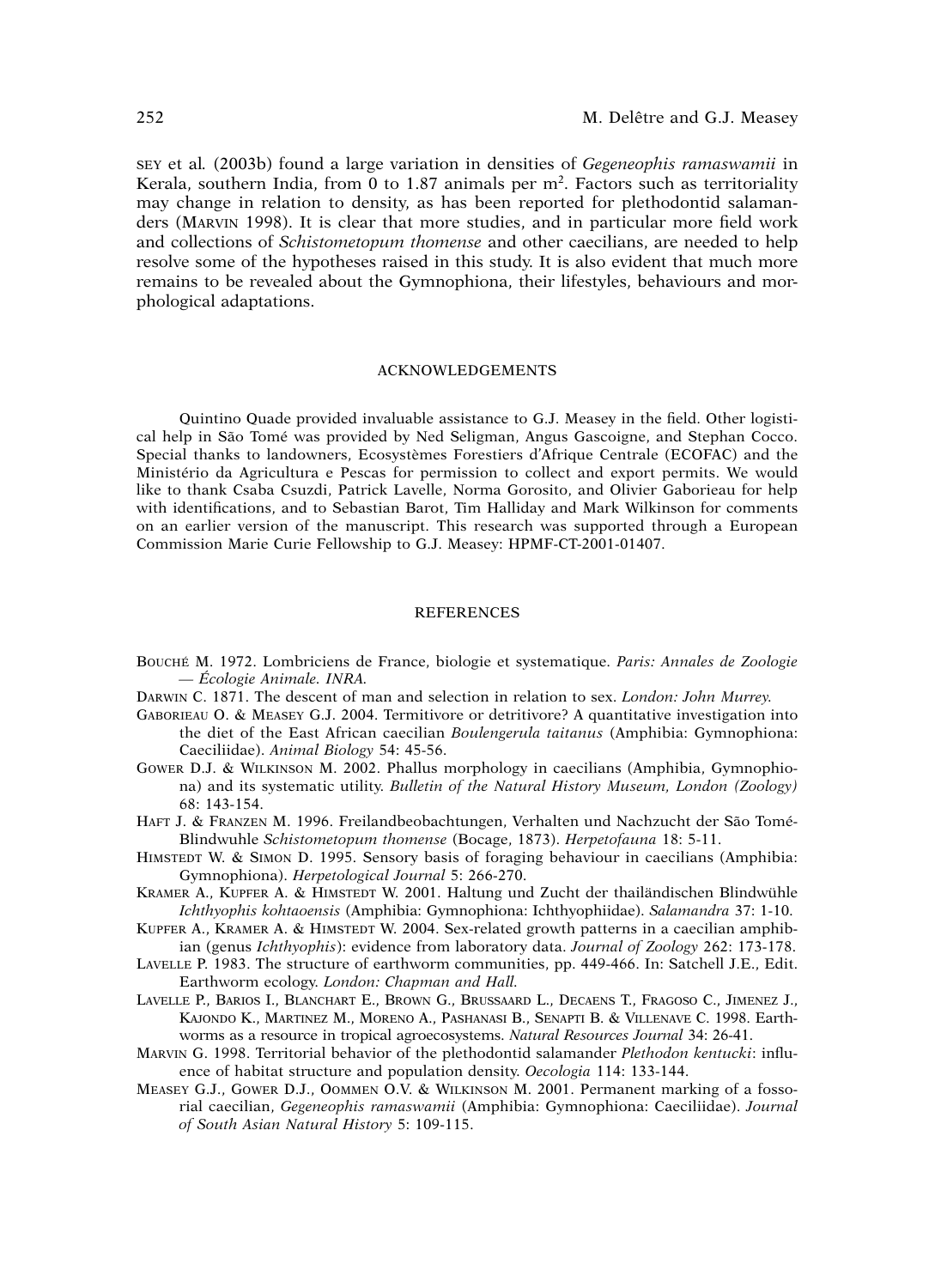SEY et al. (2003b) found a large variation in densities of *Gegeneophis ramaswamii* in Kerala, southern India, from 0 to 1.87 animals per m$^2$. Factors such as territoriality may change in relation to density, as has been reported for plethodontid salamanders (MARVIN 1998). It is clear that more studies, and in particular more field work and collections of *Schistometopum thomense* and other caecilians, are needed to help resolve some of the hypotheses raised in this study. It is also evident that much more remains to be revealed about the Gymnophiona, their lifestyles, behaviours and morphological adaptations.

## ACKNOWLEDGEMENTS

Quintino Quade provided invaluable assistance to G.J. Measey in the field. Other logistical help in São Tomé was provided by Ned Seligman, Angus Gascoigne, and Stephan Cocco. Special thanks to landowners, Ecosystèmes Forestiers d'Afrique Centrale (ECOFAC) and the Ministério da Agricultura e Pescas for permission to collect and export permits. We would like to thank Csaba Csuzdi, Patrick Lavelle, Norma Gorosito, and Olivier Gaborieau for help with identifications, and to Sebastian Barot, Tim Halliday and Mark Wilkinson for comments on an earlier version of the manuscript. This research was supported through a European Commission Marie Curie Fellowship to G.J. Measey: HPMF-CT-2001-01407.

## REFERENCES

BOUCHÉ M. 1972. Lombriciens de France, biologie et systematique. *Paris: Annales de Zoologie — Écologie Animale. INRA.*

DARWIN C. 1871. The descent of man and selection in relation to sex. *London: John Murrey.*

GABORIEAU O. & MEASEY G.J. 2004. Termitivore or detritivore? A quantitative investigation into the diet of the East African caecilian *Boulengerula taitanus* (Amphibia: Gymnophiona: Caeciliidae). *Animal Biology* 54: 45-56.

GOWER D.J. & WILKINSON M. 2002. Phallus morphology in caecilians (Amphibia, Gymnophiona) and its systematic utility. *Bulletin of the Natural History Museum, London (Zoology)* 68: 143-154.

HAFT J. & FRANZEN M. 1996. Freilandbeobachtungen, Verhalten und Nachzucht der São Tomé-Blindwuhle *Schistometopum thomense* (Bocage, 1873). *Herpetofauna* 18: 5-11.

HIMSTEDT W. & SIMON D. 1995. Sensory basis of foraging behaviour in caecilians (Amphibia: Gymnophiona). *Herpetological Journal* 5: 266-270.

KRAMER A., KUPFER A. & HIMSTEDT W. 2001. Haltung und Zucht der thailändischen Blindwühle *Ichthyophis kohtaoensis* (Amphibia: Gymnophiona: Ichthyophiidae). *Salamandra* 37: 1-10.

KUPFER A., KRAMER A. & HIMSTEDT W. 2004. Sex-related growth patterns in a caecilian amphibian (genus *Ichthyophis*): evidence from laboratory data. *Journal of Zoology* 262: 173-178.

LAVELLE P. 1983. The structure of earthworm communities, pp. 449-466. In: Satchell J.E., Edit. Earthworm ecology. *London: Chapman and Hall.*

LAVELLE P., BARIOS I., BLANCHART E., BROWN G., BRUSSAARD L., DECAENS T., FRAGOSO C., JIMENEZ J., KAJONDO K., MARTINEZ M., MORENO A., PASHANASI B., SENAPTI B. & VILLENAVE C. 1998. Earthworms as a resource in tropical agroecosystems. *Natural Resources Journal* 34: 26-41.

MARVIN G. 1998. Territorial behavior of the plethodontid salamander *Plethodon kentucki*: influence of habitat structure and population density. *Oecologia* 114: 133-144.

MEASEY G.J., GOWER D.J., OOMMEN O.V. & WILKINSON M. 2001. Permanent marking of a fossorial caecilian, *Gegeneophis ramaswamii* (Amphibia: Gymnophiona: Caeciliidae). *Journal of South Asian Natural History* 5: 109-115.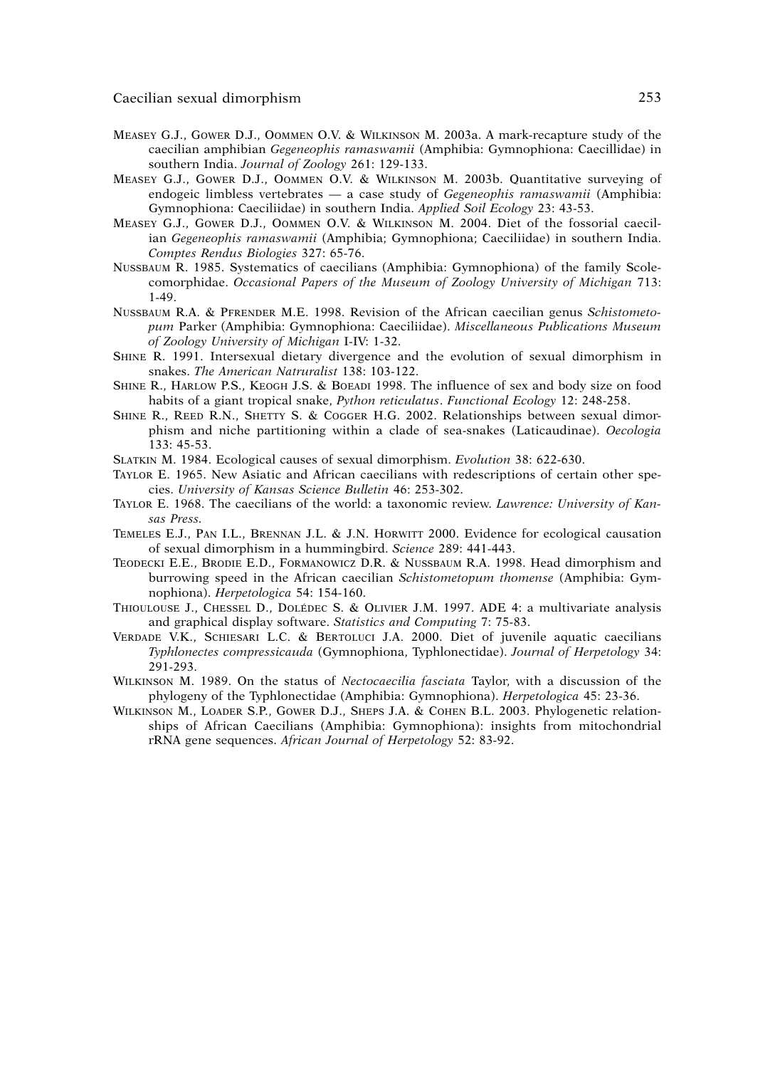Measey G.J., Gower D.J., Oommen O.V. & Wilkinson M. 2003a. A mark-recapture study of the caecilian amphibian *Gegeneophis ramaswamii* (Amphibia: Gymnophiona: Caecillidae) in southern India. *Journal of Zoology* 261: 129-133.

Measey G.J., Gower D.J., Oommen O.V. & Wilkinson M. 2003b. Quantitative surveying of endogeic limbless vertebrates — a case study of *Gegeneophis ramaswamii* (Amphibia: Gymnophiona: Caeciliidae) in southern India. *Applied Soil Ecology* 23: 43-53.

Measey G.J., Gower D.J., Oommen O.V. & Wilkinson M. 2004. Diet of the fossorial caecilian *Gegeneophis ramaswamii* (Amphibia; Gymnophiona; Caeciliidae) in southern India. *Comptes Rendus Biologies* 327: 65-76.

Nussbaum R. 1985. Systematics of caecilians (Amphibia: Gymnophiona) of the family Scolecomorphidae. *Occasional Papers of the Museum of Zoology University of Michigan* 713: 1-49.

Nussbaum R.A. & Pfrender M.E. 1998. Revision of the African caecilian genus *Schistometopum* Parker (Amphibia: Gymnophiona: Caeciliidae). *Miscellaneous Publications Museum of Zoology University of Michigan* I-IV: 1-32.

Shine R. 1991. Intersexual dietary divergence and the evolution of sexual dimorphism in snakes. *The American Natruralist* 138: 103-122.

Shine R., Harlow P.S., Keogh J.S. & Boeadi 1998. The influence of sex and body size on food habits of a giant tropical snake, *Python reticulatus*. *Functional Ecology* 12: 248-258.

Shine R., Reed R.N., Shetty S. & Cogger H.G. 2002. Relationships between sexual dimorphism and niche partitioning within a clade of sea-snakes (Laticaudinae). *Oecologia* 133: 45-53.

Slatkin M. 1984. Ecological causes of sexual dimorphism. *Evolution* 38: 622-630.

Taylor E. 1965. New Asiatic and African caecilians with redescriptions of certain other species. *University of Kansas Science Bulletin* 46: 253-302.

Taylor E. 1968. The caecilians of the world: a taxonomic review. *Lawrence: University of Kansas Press*.

Temeles E.J., Pan I.L., Brennan J.L. & J.N. Horwitt 2000. Evidence for ecological causation of sexual dimorphism in a hummingbird. *Science* 289: 441-443.

Teodecki E.E., Brodie E.D., Formanowicz D.R. & Nussbaum R.A. 1998. Head dimorphism and burrowing speed in the African caecilian *Schistometopum thomense* (Amphibia: Gymnophiona). *Herpetologica* 54: 154-160.

Thioulouse J., Chessel D., Dolédec S. & Olivier J.M. 1997. ADE 4: a multivariate analysis and graphical display software. *Statistics and Computing* 7: 75-83.

Verdade V.K., Schiesari L.C. & Bertoluci J.A. 2000. Diet of juvenile aquatic caecilians *Typhlonectes compressicauda* (Gymnophiona, Typhlonectidae). *Journal of Herpetology* 34: 291-293.

Wilkinson M. 1989. On the status of *Nectocaecilia fasciata* Taylor, with a discussion of the phylogeny of the Typhlonectidae (Amphibia: Gymnophiona). *Herpetologica* 45: 23-36.

Wilkinson M., Loader S.P., Gower D.J., Sheps J.A. & Cohen B.L. 2003. Phylogenetic relationships of African Caecilians (Amphibia: Gymnophiona): insights from mitochondrial rRNA gene sequences. *African Journal of Herpetology* 52: 83-92.